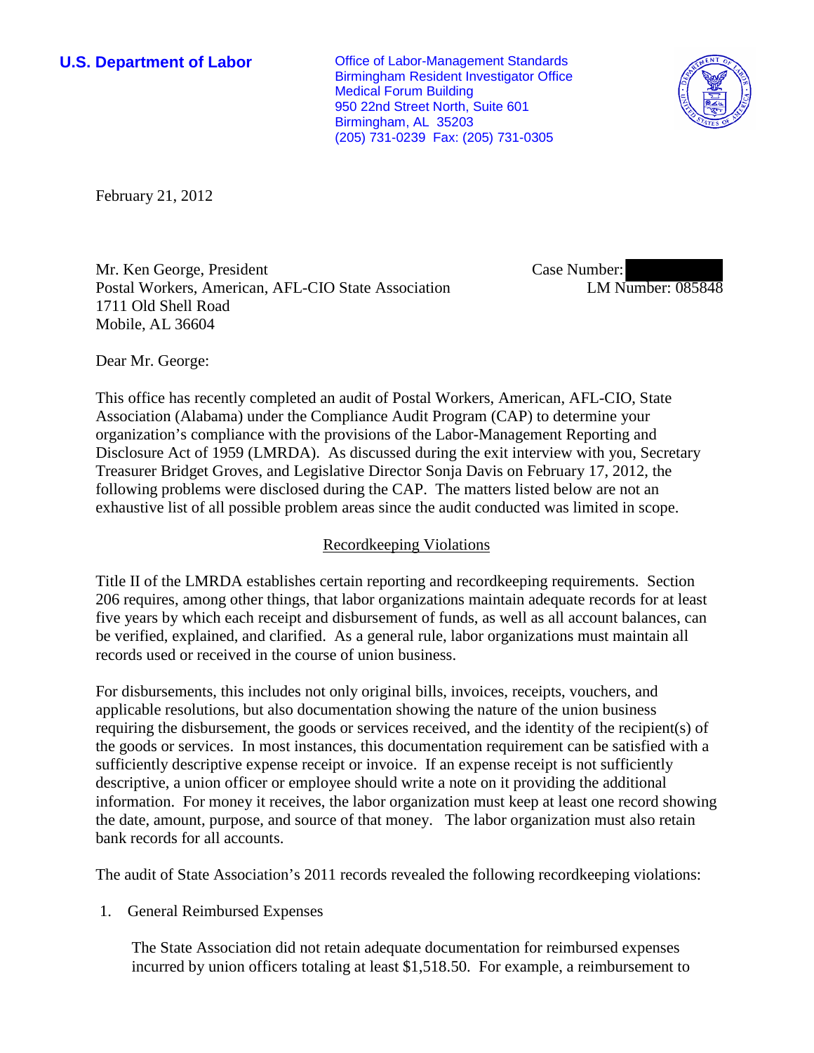**U.S. Department of Labor**

Office of Labor-Management Standards
Birmingham Resident Investigator Office
Medical Forum Building
950 22nd Street North, Suite 601
Birmingham, AL 35203
(205) 731-0239 Fax: (205) 731-0305

February 21, 2012

Mr. Ken George, President
Postal Workers, American, AFL-CIO State Association
1711 Old Shell Road
Mobile, AL 36604

Case Number: 
LM Number: 085848

Dear Mr. George:

This office has recently completed an audit of Postal Workers, American, AFL-CIO, State Association (Alabama) under the Compliance Audit Program (CAP) to determine your organization's compliance with the provisions of the Labor-Management Reporting and Disclosure Act of 1959 (LMRDA). As discussed during the exit interview with you, Secretary Treasurer Bridget Groves, and Legislative Director Sonja Davis on February 17, 2012, the following problems were disclosed during the CAP. The matters listed below are not an exhaustive list of all possible problem areas since the audit conducted was limited in scope.

## Recordkeeping Violations

Title II of the LMRDA establishes certain reporting and recordkeeping requirements. Section 206 requires, among other things, that labor organizations maintain adequate records for at least five years by which each receipt and disbursement of funds, as well as all account balances, can be verified, explained, and clarified. As a general rule, labor organizations must maintain all records used or received in the course of union business.

For disbursements, this includes not only original bills, invoices, receipts, vouchers, and applicable resolutions, but also documentation showing the nature of the union business requiring the disbursement, the goods or services received, and the identity of the recipient(s) of the goods or services. In most instances, this documentation requirement can be satisfied with a sufficiently descriptive expense receipt or invoice. If an expense receipt is not sufficiently descriptive, a union officer or employee should write a note on it providing the additional information. For money it receives, the labor organization must keep at least one record showing the date, amount, purpose, and source of that money. The labor organization must also retain bank records for all accounts.

The audit of State Association's 2011 records revealed the following recordkeeping violations:

1. General Reimbursed Expenses

   The State Association did not retain adequate documentation for reimbursed expenses incurred by union officers totaling at least $1,518.50. For example, a reimbursement to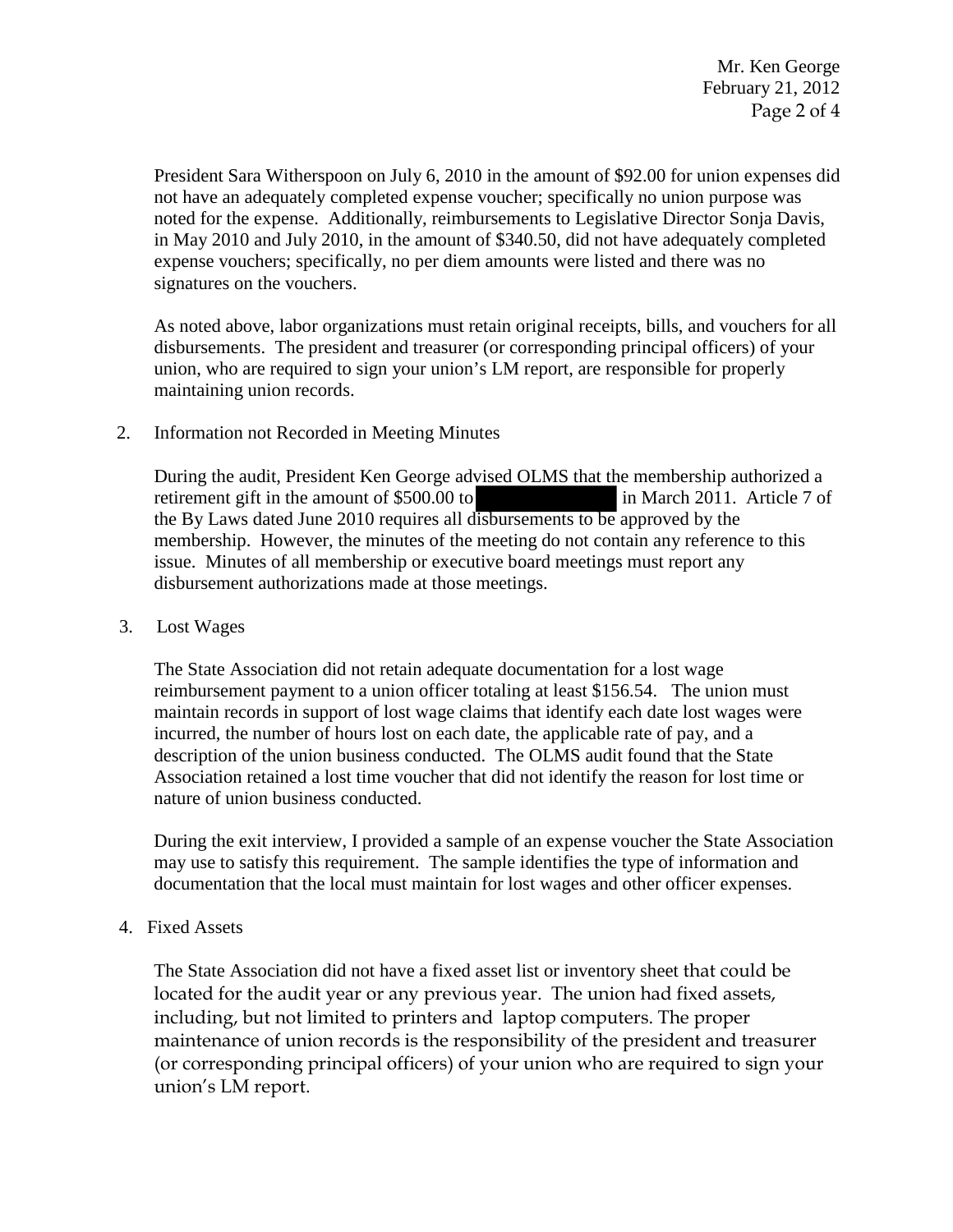President Sara Witherspoon on July 6, 2010 in the amount of $92.00 for union expenses did not have an adequately completed expense voucher; specifically no union purpose was noted for the expense. Additionally, reimbursements to Legislative Director Sonja Davis, in May 2010 and July 2010, in the amount of $340.50, did not have adequately completed expense vouchers; specifically, no per diem amounts were listed and there was no signatures on the vouchers.

As noted above, labor organizations must retain original receipts, bills, and vouchers for all disbursements. The president and treasurer (or corresponding principal officers) of your union, who are required to sign your union's LM report, are responsible for properly maintaining union records.

2. Information not Recorded in Meeting Minutes

   During the audit, President Ken George advised OLMS that the membership authorized a retirement gift in the amount of $500.00 to [REDACTED] in March 2011. Article 7 of the By Laws dated June 2010 requires all disbursements to be approved by the membership. However, the minutes of the meeting do not contain any reference to this issue. Minutes of all membership or executive board meetings must report any disbursement authorizations made at those meetings.

3. Lost Wages

   The State Association did not retain adequate documentation for a lost wage reimbursement payment to a union officer totaling at least $156.54. The union must maintain records in support of lost wage claims that identify each date lost wages were incurred, the number of hours lost on each date, the applicable rate of pay, and a description of the union business conducted. The OLMS audit found that the State Association retained a lost time voucher that did not identify the reason for lost time or nature of union business conducted.

   During the exit interview, I provided a sample of an expense voucher the State Association may use to satisfy this requirement. The sample identifies the type of information and documentation that the local must maintain for lost wages and other officer expenses.

4. Fixed Assets

   The State Association did not have a fixed asset list or inventory sheet that could be located for the audit year or any previous year. The union had fixed assets, including, but not limited to printers and laptop computers. The proper maintenance of union records is the responsibility of the president and treasurer (or corresponding principal officers) of your union who are required to sign your union's LM report.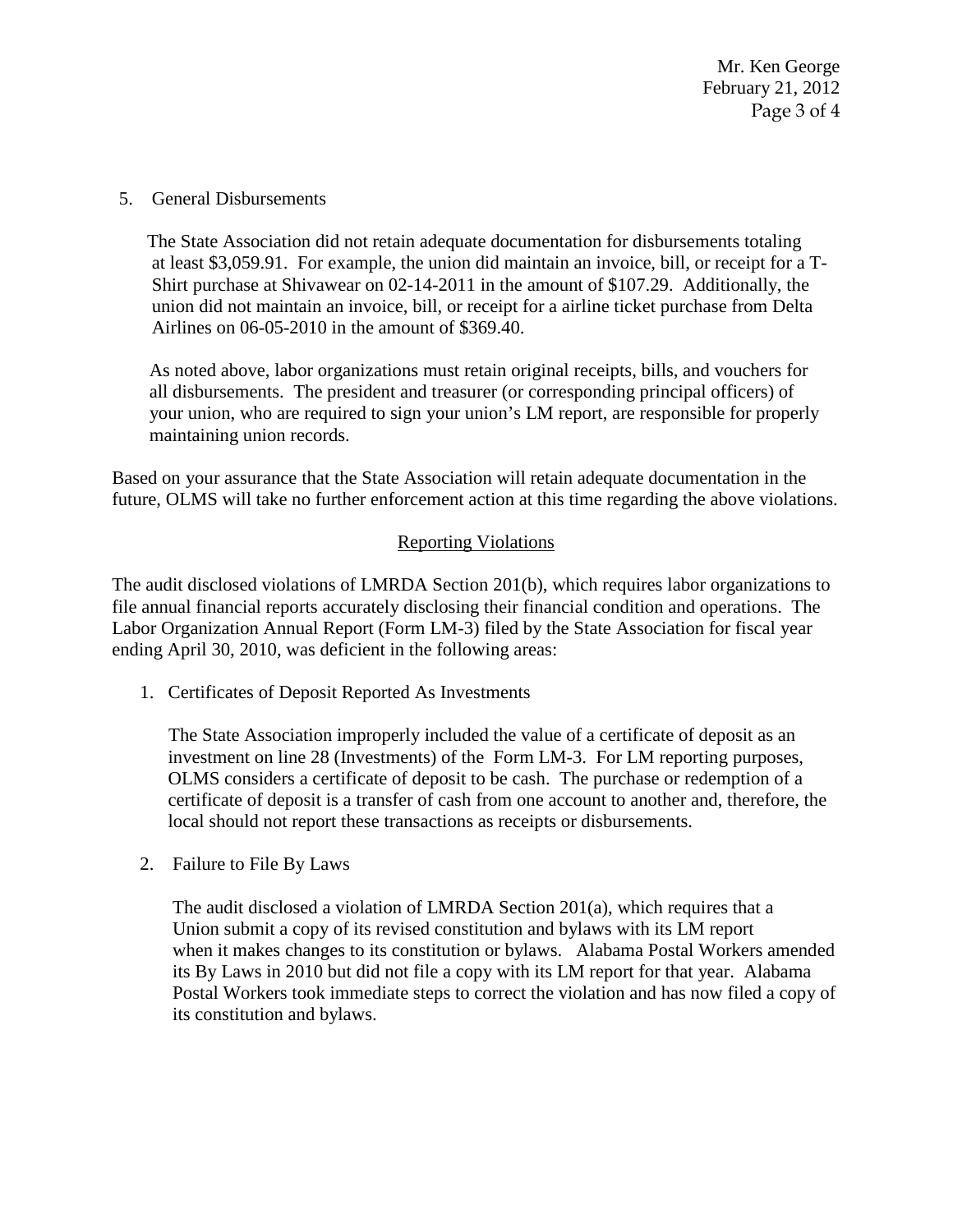5. General Disbursements

The State Association did not retain adequate documentation for disbursements totaling at least $3,059.91. For example, the union did maintain an invoice, bill, or receipt for a T-Shirt purchase at Shivawear on 02-14-2011 in the amount of $107.29. Additionally, the union did not maintain an invoice, bill, or receipt for a airline ticket purchase from Delta Airlines on 06-05-2010 in the amount of $369.40.

As noted above, labor organizations must retain original receipts, bills, and vouchers for all disbursements. The president and treasurer (or corresponding principal officers) of your union, who are required to sign your union's LM report, are responsible for properly maintaining union records.

Based on your assurance that the State Association will retain adequate documentation in the future, OLMS will take no further enforcement action at this time regarding the above violations.

## Reporting Violations

The audit disclosed violations of LMRDA Section 201(b), which requires labor organizations to file annual financial reports accurately disclosing their financial condition and operations. The Labor Organization Annual Report (Form LM-3) filed by the State Association for fiscal year ending April 30, 2010, was deficient in the following areas:

1. Certificates of Deposit Reported As Investments

   The State Association improperly included the value of a certificate of deposit as an investment on line 28 (Investments) of the Form LM-3. For LM reporting purposes, OLMS considers a certificate of deposit to be cash. The purchase or redemption of a certificate of deposit is a transfer of cash from one account to another and, therefore, the local should not report these transactions as receipts or disbursements.

2. Failure to File By Laws

   The audit disclosed a violation of LMRDA Section 201(a), which requires that a Union submit a copy of its revised constitution and bylaws with its LM report when it makes changes to its constitution or bylaws. Alabama Postal Workers amended its By Laws in 2010 but did not file a copy with its LM report for that year. Alabama Postal Workers took immediate steps to correct the violation and has now filed a copy of its constitution and bylaws.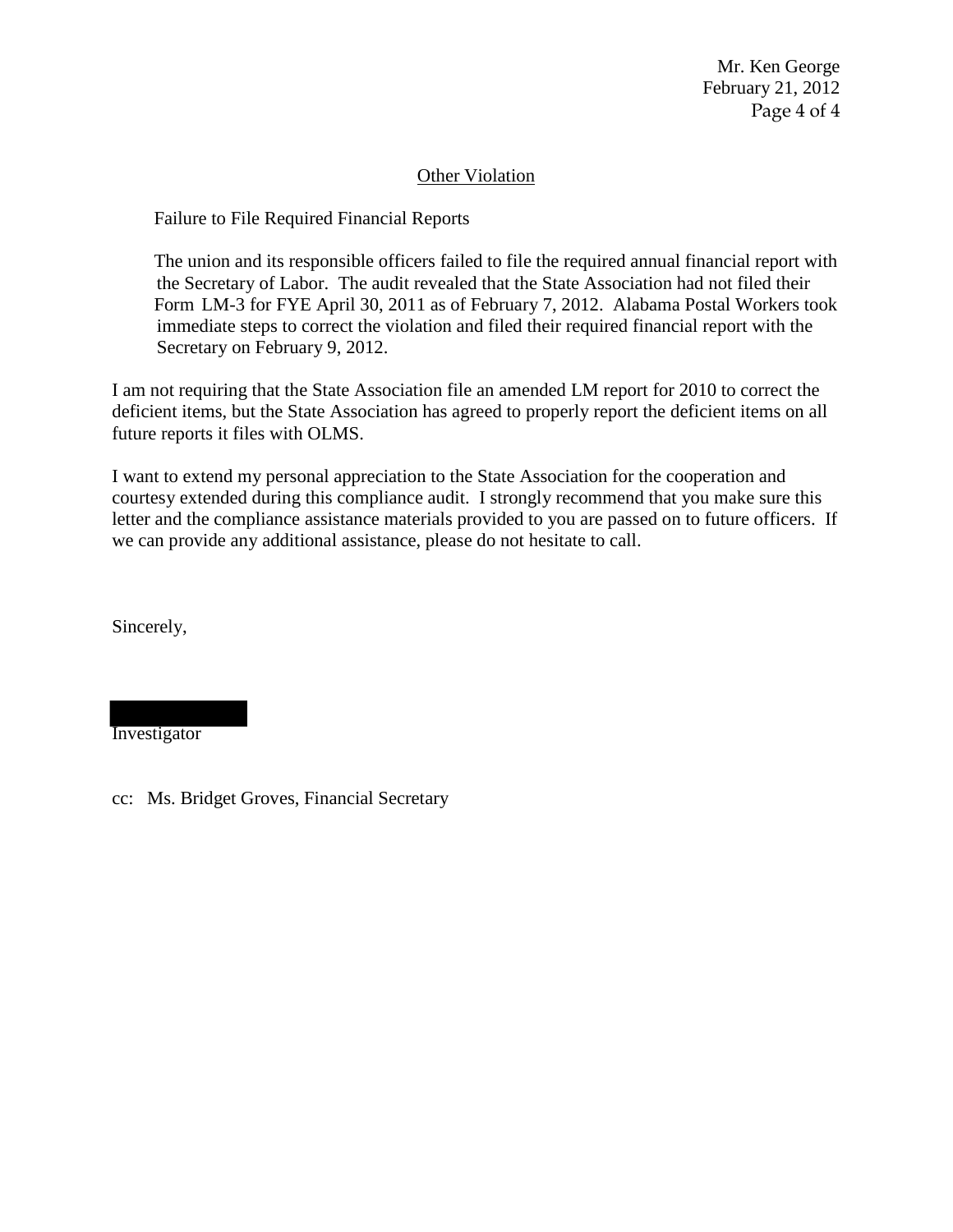## Other Violation

Failure to File Required Financial Reports

The union and its responsible officers failed to file the required annual financial report with the Secretary of Labor. The audit revealed that the State Association had not filed their Form LM-3 for FYE April 30, 2011 as of February 7, 2012. Alabama Postal Workers took immediate steps to correct the violation and filed their required financial report with the Secretary on February 9, 2012.

I am not requiring that the State Association file an amended LM report for 2010 to correct the deficient items, but the State Association has agreed to properly report the deficient items on all future reports it files with OLMS.

I want to extend my personal appreciation to the State Association for the cooperation and courtesy extended during this compliance audit. I strongly recommend that you make sure this letter and the compliance assistance materials provided to you are passed on to future officers. If we can provide any additional assistance, please do not hesitate to call.

Sincerely,

Investigator

cc: Ms. Bridget Groves, Financial Secretary